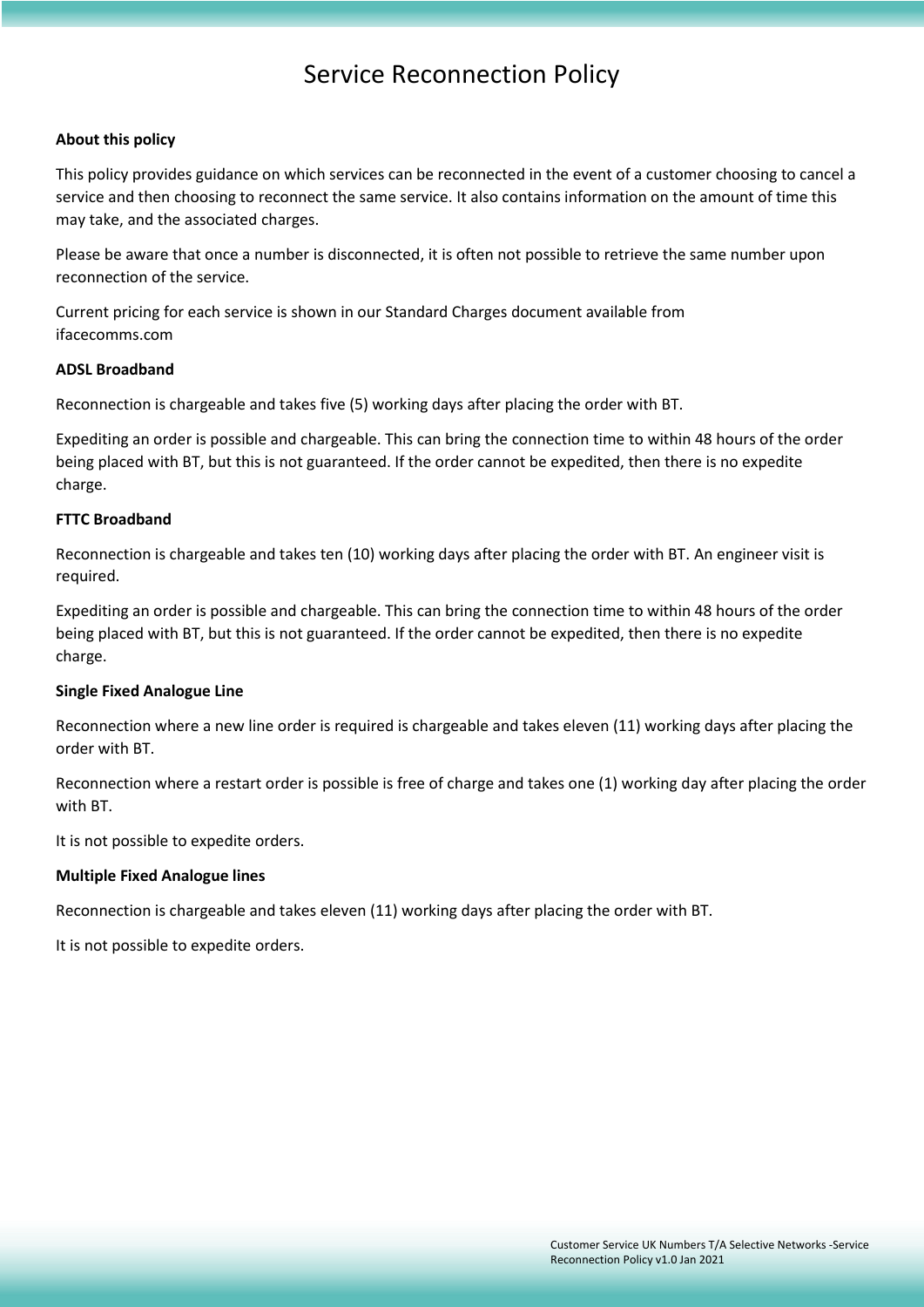# Service Reconnection Policy

**About this policy**

This policy provides guidance on which services can be reconnected in the event of a customer choosing to cancel a service and then choosing to reconnect the same service. It also contains information on the amount of time this may take, and the associated charges.

Please be aware that once a number is disconnected, it is often not possible to retrieve the same number upon reconnection of the service.

Current pricing for each service is shown in our Standard Charges document available from ifacecomms.com

**ADSL Broadband**

Reconnection is chargeable and takes five (5) working days after placing the order with BT.

Expediting an order is possible and chargeable. This can bring the connection time to within 48 hours of the order being placed with BT, but this is not guaranteed. If the order cannot be expedited, then there is no expedite charge.

**FTTC Broadband**

Reconnection is chargeable and takes ten (10) working days after placing the order with BT. An engineer visit is required.

Expediting an order is possible and chargeable. This can bring the connection time to within 48 hours of the order being placed with BT, but this is not guaranteed. If the order cannot be expedited, then there is no expedite charge.

**Single Fixed Analogue Line**

Reconnection where a new line order is required is chargeable and takes eleven (11) working days after placing the order with BT.

Reconnection where a restart order is possible is free of charge and takes one (1) working day after placing the order with BT.

It is not possible to expedite orders.

**Multiple Fixed Analogue lines**

Reconnection is chargeable and takes eleven (11) working days after placing the order with BT.

It is not possible to expedite orders.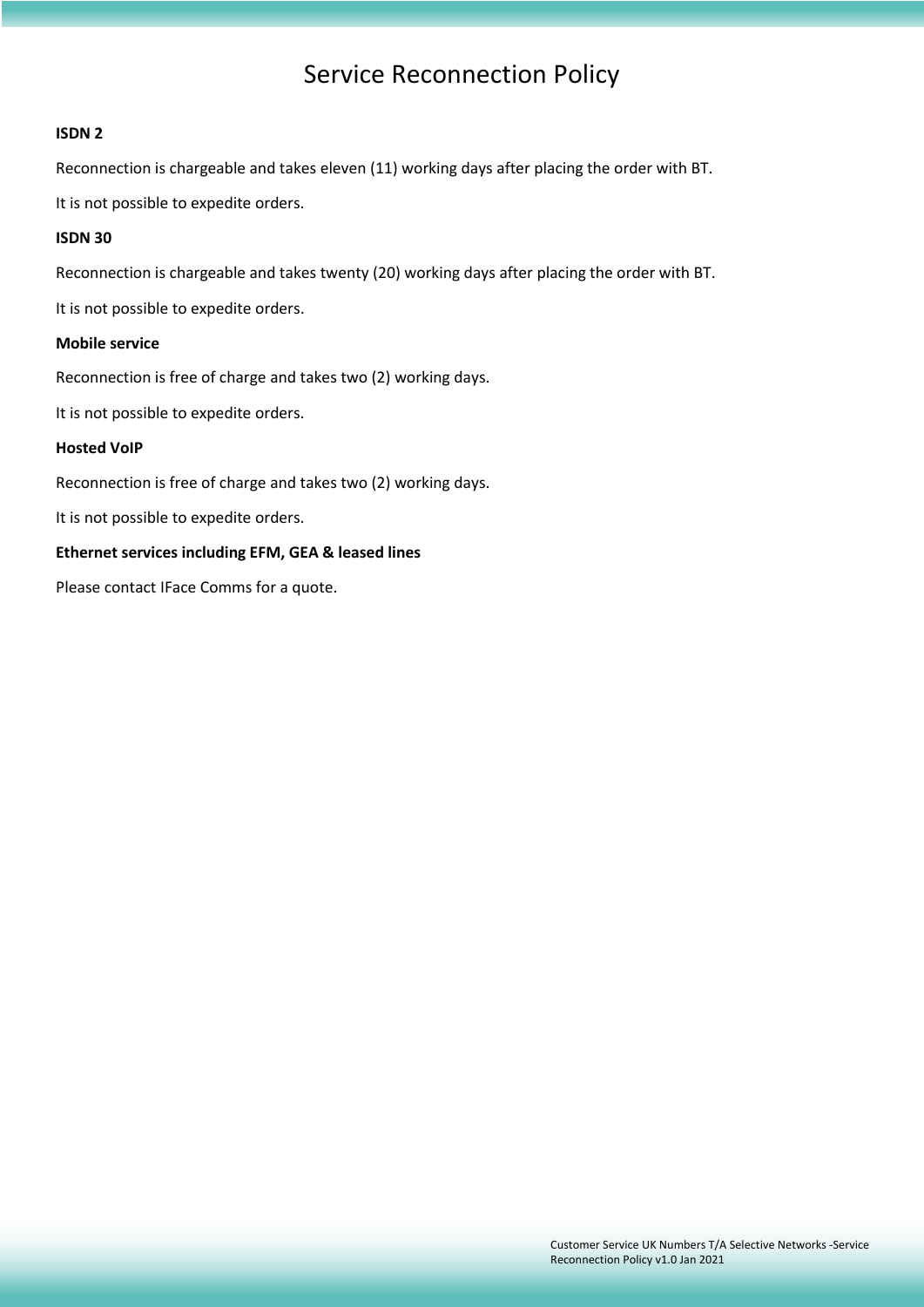# Service Reconnection Policy

**ISDN 2**

Reconnection is chargeable and takes eleven (11) working days after placing the order with BT.

It is not possible to expedite orders.

**ISDN 30**

Reconnection is chargeable and takes twenty (20) working days after placing the order with BT.

It is not possible to expedite orders.

**Mobile service**

Reconnection is free of charge and takes two (2) working days.

It is not possible to expedite orders.

**Hosted VoIP**

Reconnection is free of charge and takes two (2) working days.

It is not possible to expedite orders.

**Ethernet services including EFM, GEA & leased lines**

Please contact IFace Comms for a quote.